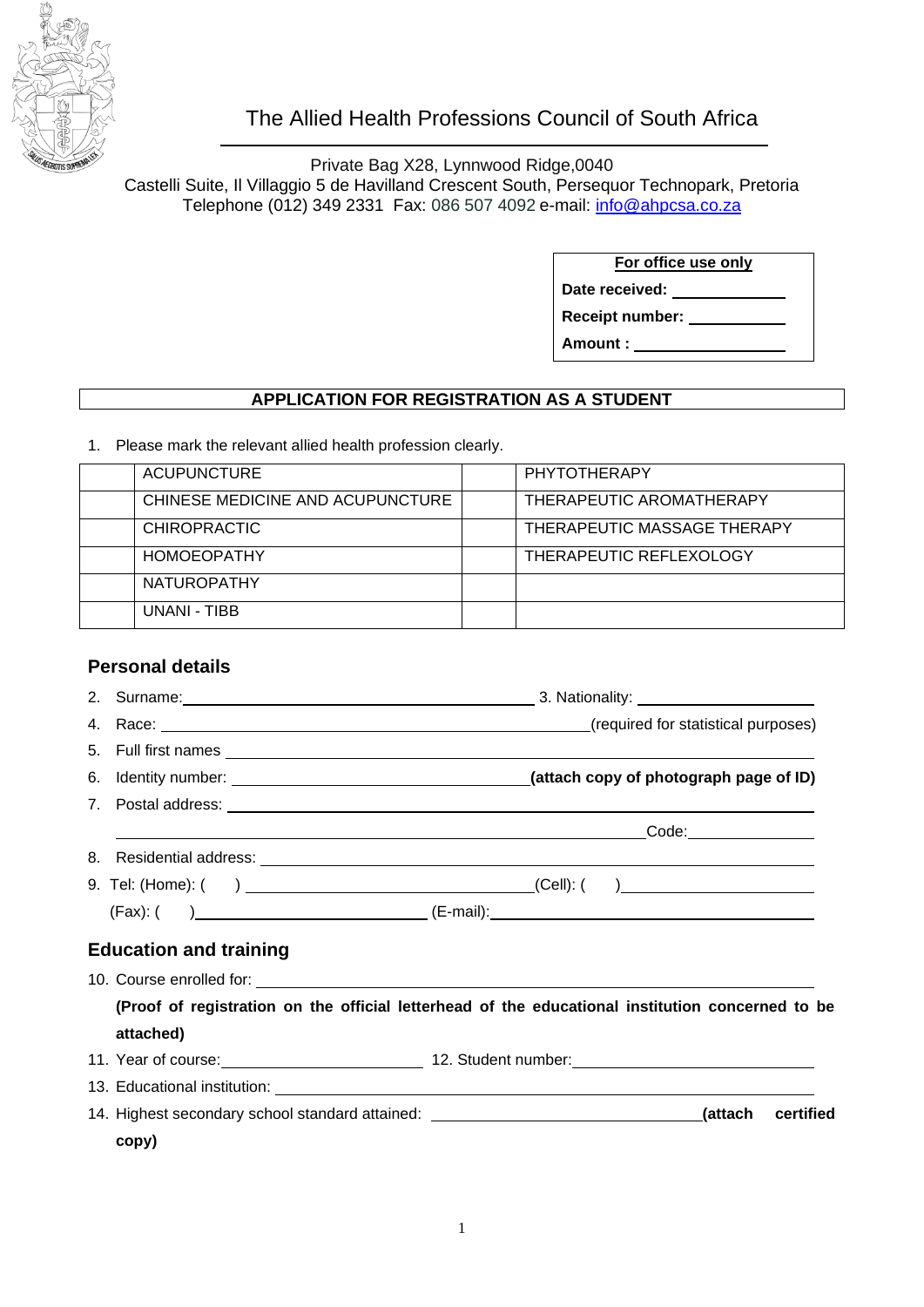# The Allied Health Professions Council of South Africa

Private Bag X28, Lynnwood Ridge,0040
Castelli Suite, Il Villaggio 5 de Havilland Crescent South, Persequor Technopark, Pretoria
Telephone (012) 349 2331 Fax: 086 507 4092 e-mail: info@ahpcsa.co.za

**For office use only**

**Date received:** ____________

**Receipt number:** ____________

**Amount :** ________________

## APPLICATION FOR REGISTRATION AS A STUDENT

1. Please mark the relevant allied health profession clearly.

| | ACUPUNCTURE | | PHYTOTHERAPY |
|---|---|---|---|
| | CHINESE MEDICINE AND ACUPUNCTURE | | THERAPEUTIC AROMATHERAPY |
| | CHIROPRACTIC | | THERAPEUTIC MASSAGE THERAPY |
| | HOMOEOPATHY | | THERAPEUTIC REFLEXOLOGY |
| | NATUROPATHY | | |
| | UNANI - TIBB | | |

### Personal details

2. Surname: ________________________________________ 3. Nationality: ____________________
4. Race: ________________________________________________(required for statistical purposes)
5. Full first names ________________________________________________________________
6. Identity number: _________________________________**(attach copy of photograph page of ID)**
7. Postal address: __________________________________________________________________
   ________________________________________________________Code:______________
8. Residential address: _______________________________________________________________
9. Tel: (Home): (    ) _________________________________(Cell): (    )______________________
   (Fax): (    )__________________________ (E-mail):________________________________________

### Education and training

10. Course enrolled for: _______________________________________________________________
    **(Proof of registration on the official letterhead of the educational institution concerned to be attached)**
11. Year of course:______________________ 12. Student number:__________________________
13. Educational institution: _____________________________________________________________
14. Highest secondary school standard attained: ______________________________**(attach certified copy)**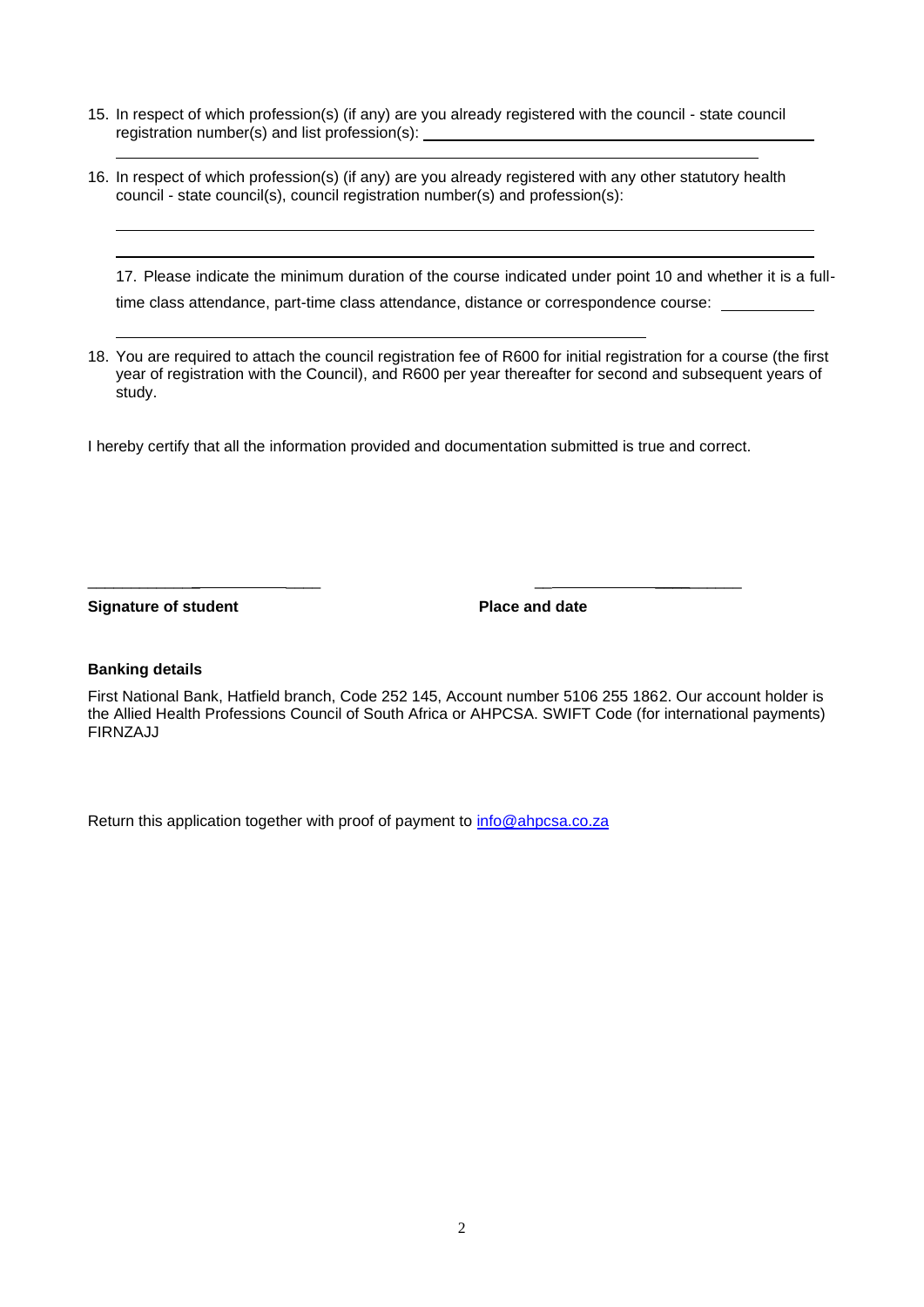15. In respect of which profession(s) (if any) are you already registered with the council - state council registration number(s) and list profession(s): ____________________________________________

    ______________________________________________________________________________

16. In respect of which profession(s) (if any) are you already registered with any other statutory health council - state council(s), council registration number(s) and profession(s):

    ______________________________________________________________________________

    ______________________________________________________________________________

17. Please indicate the minimum duration of the course indicated under point 10 and whether it is a full-time class attendance, part-time class attendance, distance or correspondence course: ___________

    ____________________________________________________________

18. You are required to attach the council registration fee of R600 for initial registration for a course (the first year of registration with the Council), and R600 per year thereafter for second and subsequent years of study.

I hereby certify that all the information provided and documentation submitted is true and correct.

_________________________ &nbsp;&nbsp;&nbsp;&nbsp;&nbsp;&nbsp;&nbsp;&nbsp;&nbsp;&nbsp; _________________________

**Signature of student** &nbsp;&nbsp;&nbsp;&nbsp;&nbsp;&nbsp;&nbsp;&nbsp;&nbsp;&nbsp; **Place and date**

**Banking details**

First National Bank, Hatfield branch, Code 252 145, Account number 5106 255 1862. Our account holder is the Allied Health Professions Council of South Africa or AHPCSA. SWIFT Code (for international payments) FIRNZAJJ

Return this application together with proof of payment to info@ahpcsa.co.za